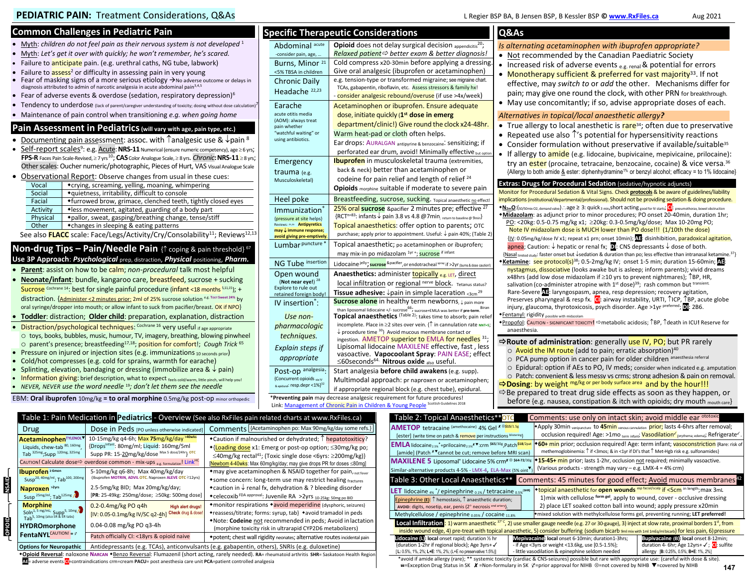# PEDIATRIC PAIN: Treatment Considerations, Q&As

L Regier BSP BA, B Jensen BSP, B Kessler BSP © www.RxFiles.ca Aug 2021

## Common Challenges in Pediatric Pain

- Myth: *children do not feel pain as their nervous system is not developed* [1]
- Myth: *Let's get it over with quickly; he won't remember, he's scared.*
- Failure to anticipate pain. (e.g. urethral caths, NG tube, labwork)
- Failure to assess[2] or difficulty in assessing pain in very young
- Fear of masking signs of a more serious etiology → No adverse outcome or delays in diagnosis attributed to admin of narcotic analgesia in acute abdominal pain[3,4,5]
- Fear of adverse events & overdose (sedation, respiratory depression)[6]
- Tendency to underdose (lack of parent/caregiver understanding of toxicity; dosing without dose calculation)[7]
- Maintenance of pain control when transitioning *e.g. when going home*

## Pain Assessment in Pediatrics (will vary with age, pain type, etc.)

- Documenting pain assessment: assoc. with ↑analgesic use & ↓pain [8]
- Self-report scales[9]: e.g. Acute: **NRS-11** Numerical (ensure numeric competency), age ≥ 6 yrs; **FPS-R** Faces Pain Scale-Revised, ≥ 7 yrs[10]; **CAS** Color Analogue Scale, ≥ 8 yrs. *Chronic*: **NRS-11** ≥ 8 yrs; Other scales: Oucher numeric/photographic, Pieces of Hurt, VAS Visual Analogue Scale
- Observational Report: Observe changes from usual in these cues:

| | |
|---|---|
| Vocal | •crying, screaming, yelling, moaning, whimpering |
| Social | •quietness, irritability, difficult to console |
| Facial | •furrowed brow, grimace, clenched teeth, tightly closed eyes |
| Activity | •less movement, agitated, guarding of a body part |
| Physical | •pallor, sweat, gasping/breathing change, tense/stiff |
| Other | •changes in sleeping & eating patterns |

See also **FLACC** scale: Face/Legs/Activity/Cry/Consolability[11]; Reviews[12,13]

## Non-drug Tips – Pain/Needle Pain (↑ coping & pain threshold) [67]

**Use 3P Approach**: *Psychological* prep, distraction, *Physical* positioning, *Pharm.*

- **Parent**: assist on how to be calm; *non-procedural* talk most helpful
- **Neonate/infant**: bundle, kangaroo care, breastfeed, sucrose + sucking
  Sucrose Cochrane [14]: best for single painful procedure (infant <18 months [5,11,15]); + distraction. {Administer <2 minutes prior: 2ml of 25% sucrose solution e.g. Toot Sweet 24% by oral syringe/dropper into mouth; or allow infant to suck from pacifier/breast. OK if NPO}
- **Toddler**: distraction; **Older child**: preparation, explanation, distraction
- Distraction/psychological techniques: Cochrane [16] very useful if age appropriate
  - toys, books, bubbles, music, humour, TV, imagery, breathing, blowing pinwheel
  - parent's presence; breastfeeding[17,18]; position for comfort!; *Cough Trick* [65]
- Pressure on injured or injection sites (e.g. immunizations 10 seconds prior)
- Cold/hot compresses (e.g. cold for sprains, warmth for earache)
- Splinting, elevation, bandaging or dressing (immobilize area & ↓ pain)
- Information giving: brief description, what to expect feels cold/warm, little pinch, will help you!
- *NEVER, NEVER use the word needle* [19]; *don't let them see the needle*

EBM: **Oral ibuprofen** 10mg/kg **= to oral morphine** 0.5mg/kg post-op minor orthopedic

## Specific Therapeutic Considerations

| | |
|---|---|
| Abdominal acute -consider pain, age, … | **Opioid** does not delay surgical decision appendicitis[20]; *Relaxed patient* ⇒ *better exam & better diagnosis!* |
| Burns, Minor [21] <5% TBSA in children | Cold compress x20-30min before applying a dressing. Give oral analgesic (ibuprofen or acetaminophen) |
| Chronic Daily Headache [22,23] | e.g. tension-type or transformed migraine; see migraine chart. TCAs, gabapentin, riboflavin, etc. Assess stressors & family hx! - consider analgesic rebound/overuse (if use >4x/week) |
| Earache acute otitis media (AOM): always treat pain whether "watchful waiting" or using antibiotics. | Acetaminophen or ibuprofen. Ensure adequate dose, initiate quickly (**1st dose in emerg** department/clinic!) Give round the clock x24-48hr. Warm heat-pad or cloth often helps. Ear drops: AURALGAN antipyrine & benzocaine: sensitizing; if perforated ear drum, avoid! Minimally effective but option |
| Emergency trauma (e.g. Musculoskeletal) | **Ibuprofen** in musculoskeletal trauma (extremities, back & neck) better than acetaminophen or codeine for pain relief and length of relief [24]. **Opioids** morphine suitable if moderate to severe pain |
| Heel poke | Breastfeeding, sucrose, sucking. Topical anaesthetic no effect! |
| Immunization* {pressure at site helps} Reviews: [25,26] **Antipyretics may ↓ immune response; avoid giving pre-emptively.** | 25% oral **sucrose** &pacifier 2 minutes pre; effective [27] {RCT n=83: infants ↓ pain 3.8 vs 4.8 @7min; return to baseline @ 9min} Topical anaesthetics: offer option to parents; OTC purchase; apply prior to appointment. Useful: ↓ pain 40%; (Table 2) |
| Lumbar puncture * | Topical anaesthetic; po acetaminophen or ibuprofen; may mix-in po midazolam 1yr +; sucrose if infant |
| NG Tube insertion | Lidocaine jelly; **sucrose** &pacifier, or endotracheal spray if >2yr (burns & dose caution!) |
| Open wound (Not near eye!) [28] Explore to rule out retained foreign body! | **Anaesthetics:** administer topically e.g. LET, direct local infiltration or regional nerve block. Tetanus status? **Tissue adhesive:** ↓pain in simple laceration <3cm [29] |
| IV insertion*: *Use non-pharmacologic techniques. Explain steps if appropriate* | **Sucrose alone** in healthy term newborns, ↓ pain more than liposomal lidocaine +/- sucrose[66]; sucrose+EMLA was better if pre-term. Biran **Topical anaesthetics** (Table 2); takes time to absorb; pain relief incomplete. Place in ≥2 sites over vein. {↑ in cannulation rate NNT=5; ↓ procedure time [30]} Avoid mucous membrane contact or ingestion. AMETOP superior to EMLA for needles [31]; Lipisomal lidocaine MAXILENE effective, fast, less vasoactive. **Vapocoolant Spray**: PAIN EASE; effect ≤60seconds[64]. **Nitrous oxide** also useful. |
| Post-op analgesia: {Concurrent opioids via IV & epidural: resp.depr <1%}[32] | Start analgesia **before child awakens** (e.g. supp). Multimodal approach: pr naproxen or acetaminophen; if appropriate regional block (e.g. chest tube), epidural. |

***Preventing pain** may decrease analgesic requirement for future procedures!
Link: Management of Chronic Pain in Children & Young People Scottish Guidelines 2018

## Q&As

*Is alternating acetaminophen with ibuprofen appropriate?*

- Not recommended by the Canadian Paediatric Society
- Increased risk of adverse events e.g. renal & potential for errors
- Monotherapy sufficient & preferred for vast majority[33]. If not effective, may *switch to* or *add* the other. Mechanisms differ for pain; may give one round the clock, with other PRN for breakthrough.
- May use concomitantly; if so, advise appropriate doses of each.

*Alternatives in topical/local anaesthetic allergy?*

- True allergy to local anesthetic is rare[34]; often due to preservative
- Repeated use also ↑'s potential for hypersensitivity reactions
- Consider formulation without preservative if available/suitable[35]
- If allergy to amide (e.g. lidocaine, bupivicaine, mepivicaine, prilocaine): try an ester (procaine, tetracaine, benzocaine, cocaine) & vice versa.[36] {Allergy to both amide & ester: diphenhydramine 1% or benzyl alcohol; efficacy = to 1% lidocaine}

### Extras: Drugs for Procedural Sedation (sedative/hypnotic adjuncts)

Monitor for Procedural Sedation & Vital Signs. Check **protocols** & be aware of guidelines/liability implications (institutional/departmental/professional). Should not be providing sedation & doing procedure.

- **$N_2O$**: (50/50mix O2, demand valve) ∴ age ≥ 3: quick 3 min, short acting good for IV starts; **CI**: pneumothorax, bowel obstruction
- **Midazolam**: as adjunct prior to minor procedures; PO onset 20-40min, duration 1hr; PO: <20kg: 0.5-0.75 mg/kg x1; ≥20kg: 0.3-0.5mg/kg/dose; Max 10-20mg PO; Note IV midazolam dose is MUCH lower than PO dose!!! (1/10th the dose) {IV: 0.05mg/kg/dose IV x1; repeat x1 prn; onset 10min}; **AE**: disinhibition, paradoxical agitation, apnea; Caution: ↓ hepatic or renal fx; **DI**: CNS depressants ↓ dose of both. {Nasal limited study: faster onset but ↓sedation & duration than po; less effective than intranasal ketamine.[37]}
- **Ketamine**: see protocol(s)[38]; 0.5-2mg/kg IV; onset 1-5 min; duration 15-60min; **AE**: nystagmus, dissociative (looks awake but is asleep; inform parents); vivid dreams x48hrs {add low dose midazolam if ≥10 yrs to prevent nightmares}; ↑BP, HR, salivation (co-administer atropine with 1st dose)[39]; rash common but transient. Rare-Severe **AE**: laryngospasm, apnea, resp depression; recovery agitation, Preserves pharyngeal & resp fx. **CI**: airway instability, URTI, ↑ICP, ↑BP, acute globe injury, glaucoma, thyrotoxicosis, psych disorder. Age >1yr preferred; **DI**: 2B6.
- Fentanyl: rigidity possible with midazolam
- Propofol: CAUTION - SIGNIFICANT TOXICITY! ⇒metabolic acidosis; ↑BP, ↑death in ICU! Reserve for anaesthesia.

⇒**Route of administration**: generally use IV, PO; but PR rarely
- Avoid the IM route (add to pain; erratic absorption)[40]
- PCA pump option in cancer pain for older children anaesthesia referral
- Epidural: option if AEs to PO, IV meds; consider when indicated e.g. amputation
- Patch: convenient & less messy vs crms; strong adhesion & pain on removal.

⇒**Dosing**: by weight mg/kg or per body surface area and by the hour!!!
⇒Be prepared to treat drug side effects as soon as they happen, or before {e.g. nausea, constipation & itch with opioids; dry mouth mouth care}

## Table 1: Pain Medication in Pediatrics - Overview (See also RxFiles pain related charts at www.RxFiles.ca)

| | Drug | Dose in Peds [PO unless otherwise indicated] | Comments {Acetaminophen po: Max 90mg/kg/day some refs.} |
|---|---|---|---|
| | **Acetaminophen** TYLENOL ▼ Liquids, chew-tab 80, 160mg, Tab 325mg; Supp 120mg, 325mg. CAUTION! Calculate dose ⇒ overdose common - mix-ups e.g. formulation! Link HC | 10-15mg/kg q4-6h; Max 75mg/kg/day >40wks {Drops infant: 80mg/ml; Liquid: 160mg/5ml; Supp PR: 15-20mg/kg/dose Max 5 dose/24hr} OTC | •Caution if malnourished or dehydrated; ↑ hepatotoxicity? •{Loading dose x1: Emerg or post-op option; ≤30mg/kg po; ≤40mg/kg rectal[41]; (Toxic single dose <6yrs: ≥200mg/kg)} [Newborn 40-40wks: Max 60mg/kg/day; may give drops PR for doses ≤80mg] |
| NSAID | **Ibuprofen** ≥6mon Susp 20, 40mg/ml; Tab 100, 200mg | 5-10mg/kg q6-8h; Max 40mg/kg/day (Ibuprofen MOTRIN, ADVIL OTC. Naproxen ALEVE OTC ≥12yrs) | •may give acetaminophen & NSAID together for pain, not fever •some concern: long-term use may restrict healing fractures |
| NSAID | **Naproxen** >2yrs Susp 25mg/ml; Tab 125mg | 2.5-5mg/kg BID; Max 20mg/kg/day; [PR: 25-49kg: 250mg/dose; ≥50kg: 500mg dose] | •caution in ↓ renal fx, dehydration & ? bleeding disorder •celecoxib FDA approval: Juvenile RA >2yrs 10-25kg: 50mg po BID |
| OPIOID | **Morphine** Soln 1, 5 mg/mL; Supp 5, 10mg; Tab 5, 10mg (also SR & ER tabs) | 0.2-0.4mg/kg PO q4h [IV: 0.05-0.1mg/kg IV/SC q2-4h] High alert drugs! Check drug & dose! | •monitor respirations •avoid meperidine (dysphoric, seizures) •reassess/titrate; forms: syrup, tab} •avoid tramadol in peds •Note: **Codeine** not recommended in peds; Avoid in lactation (morphine toxicity risk in ultrarapid CYP2D6 metabolizers) |
| OPIOID | **HYDROmorphone** | 0.04-0.08 mg/kg PO q3-4h | |
| OPIOID | **FentaNYL** CAUTION! | Patch officially CI: <18yrs & opioid naive | •potent; chest wall rigidity neonates; alternative routes incidental pain |
| | **Options for Neuropathic** | Antidepressants (e.g. TCAs), anticonvulsants (e.g. gabapentin, others), SNRIs (e.g. duloxetine) | |

•**Opioid Reversal**: naloxone NARCAN •**Benzo Reversal**: Flumazenil (short acting, rarely needed). **RA**= rheumatoid arthritis **SHR**= Saskatoon Health Region
**AE**= adverse events **CI**=contraindications crm=cream **PACU**= post anesthesia care unit **PCA**=patient controlled analgesia

## Table 2: Topical Anaesthetics** OTC

| Product | Comments: use only on intact skin; avoid middle ear ototoxic |
|---|---|
| **AMETOP** tetracaine (amethocaine) 4% Gel ✗ ⊗ $15/1.5g [ester] {write time on patch & remove per instructions blistering} | •Apply 30min venipuncture to **45min** venous cannulation prior; lasts 4-6hrs after removal; occlusion required! Age: >1mo term infant; Vasodilation✓ (erythema; edema); Refrigerate✓. |
| **EMLA** lidocaine 2.5% + prilocaine 2.5% ✗ ▼: crm $65/30g, Patch $18/2pat [amide] (Patch ✗ ▼ cannot be cut; remove before MRI scan) | •**60+ min** prior; occlusion required! Age: term infant; vasoconstriction {Rare: risk of methemoglobinemia: ↑ if <3mos; & in <1yr if DI's that ↑ Met-Hgb risk e.g. sulfonamides} |
| **MAXILENE 5** Liposomal* Lidocaine 5% crm ✗ ⊗ $64-72/30g Similar-alternative products 4-5% - LMX-4, ELA-Max (5% oint) | •**15-45+** min prior; lasts 1-2hr, occlusion not required; minimally vasoactive. (Various products - strength may vary – e.g. LMX-4 = 4% crm) |

## Table 3: Other Local Anaesthetics**

| Product | Comments: 45 minutes for good effect; Avoid mucous membranes [42] |
|---|---|
| **LET** lidocaine 4% */ epinephrine 0.1% / tetracaine 0.5% (SHR) Epinephrine (E): ↑ hemostasis, ↑ anaesthetic duration; AVOID: digits, nosetip, ear, penis (2° necrosis end artery). | •topical anaesthetic for **open wounds** esp facial/scalp if <5cm in length; max 3mL 1) mix with cellulose form gel, apply to wound, cover - occlusive dressing 2) place LET soaked cotton ball into wound; apply pressure x20min |
| Methylcellulose / epinephrine 0.05% / cocaine 11.8% | •mixed solution with methylcellulose forms gel, preventing running; **LET preferred!** |

**Local Infiltration**: 1) warm anaesthetic 37°C, 2) use smaller gauge needle (e.g. 27 or 30-gauge), 3) inject at slow rate, proximal borders 1st, from inside wound edge, 4) pre-treat with topical anaesthetic, 5) consider buffering (sodium bicarb 9ml mix with 1ml 1mEq/ml bicarb) for less pain, 6) pressure

| | | |
|---|---|---|
| **Lidocaine (L)**: **local** onset rapid; duration ½ hr {duration 1-2hr if regional block}; Age 3yrs+✓ [L: 0.5%, 1%, 2%; L+E: 1%, 2%; (L+E no preservative:1.5%)] | **Mepivacaine**: **local** onset 6-10min; duration1-3hrs; - if Age <3yrs or weight <13.6kg, use [0.5-1.5%]; - little vasodilation & epinephrine seldom needed | **Bupivacaine (B)**: **local** onset 8-12min; duration 4- 6hr; Age 12yrs+✓; **CI**: sulfite allergy [B: 0.25%, 0.5%; B+E: 1%, 2%] |

*avoid if amide allergy (rare); ** systemic toxicity (cardiac & CNS-seizures) possible but rare with appropriate use: (careful with dose & site).
☎=Exception Drug Status in SK ✗ =Non-formulary in SK ✓=prior approval for NIHB ⊗=not covered by NIHB ▼=covered by NIHB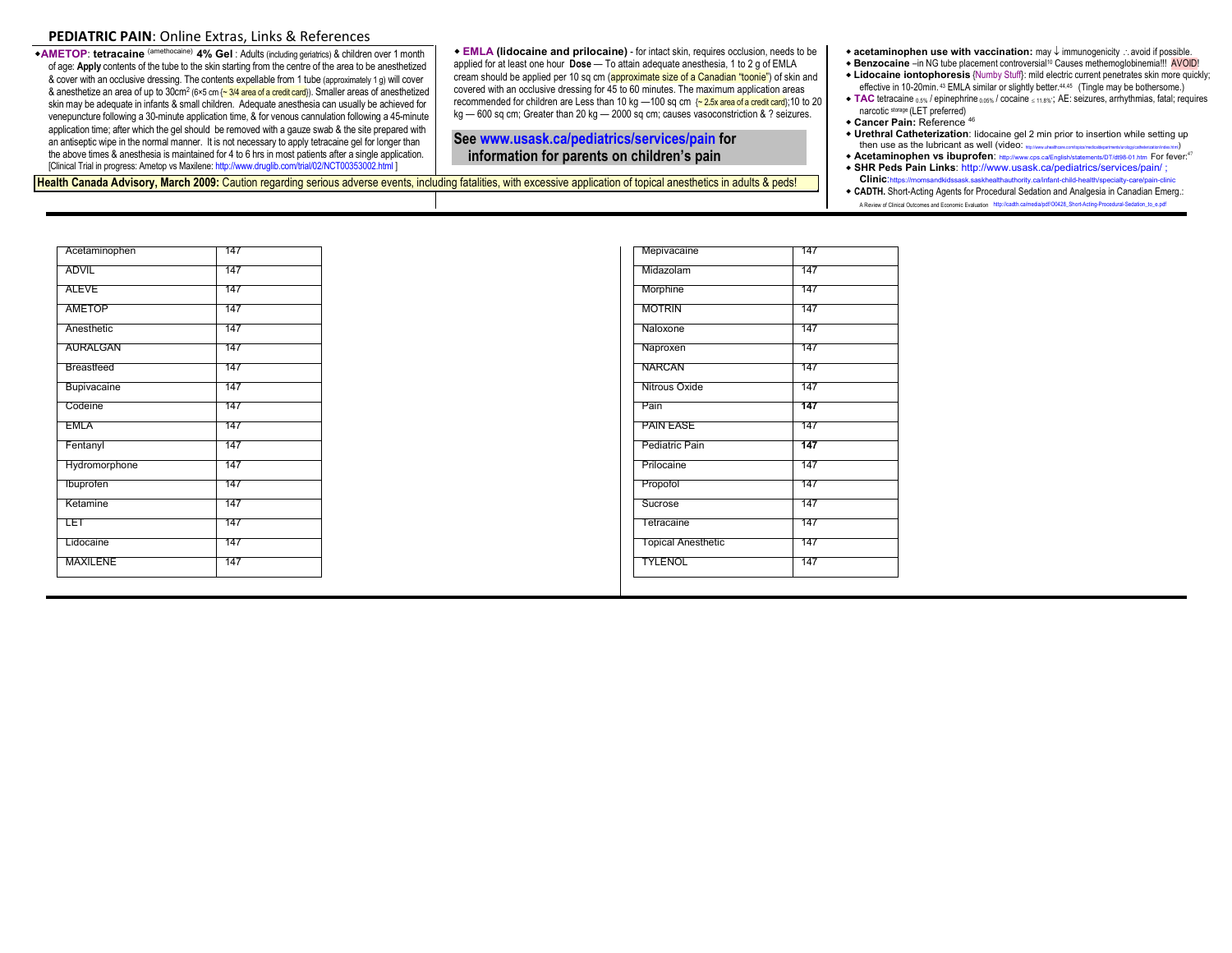## PEDIATRIC PAIN: Online Extras, Links & References

◆**AMETOP**: **tetracaine** (amethocaine) **4% Gel** : Adults (including geriatrics) & children over 1 month of age: **Apply** contents of the tube to the skin starting from the centre of the area to be anesthetized & cover with an occlusive dressing. The contents expellable from 1 tube (approximately 1 g) will cover & anesthetize an area of up to 30cm$^2$ (6×5 cm {~ 3/4 area of a credit card}). Smaller areas of anesthetized skin may be adequate in infants & small children. Adequate anesthesia can usually be achieved for venepuncture following a 30-minute application time, & for venous cannulation following a 45-minute application time; after which the gel should be removed with a gauze swab & the site prepared with an antiseptic wipe in the normal manner. It is not necessary to apply tetracaine gel for longer than the above times & anesthesia is maintained for 4 to 6 hrs in most patients after a single application. [Clinical Trial in progress: Ametop vs Maxilene: http://www.druglib.com/trial/02/NCT00353002.html ]

◆ **EMLA (lidocaine and prilocaine)** - for intact skin, requires occlusion, needs to be applied for at least one hour **Dose** — To attain adequate anesthesia, 1 to 2 g of EMLA cream should be applied per 10 sq cm (approximate size of a Canadian "toonie") of skin and covered with an occlusive dressing for 45 to 60 minutes. The maximum application areas recommended for children are Less than 10 kg —100 sq cm {~ 2.5x area of a credit card};10 to 20 kg — 600 sq cm; Greater than 20 kg — 2000 sq cm; causes vasoconstriction & ? seizures.

**See www.usask.ca/pediatrics/services/pain for information for parents on children's pain**

**Health Canada Advisory, March 2009:** Caution regarding serious adverse events, including fatalities, with excessive application of topical anesthetics in adults & peds!

- **acetaminophen use with vaccination:** may ↓ immunogenicity ∴avoid if possible.
- **Benzocaine** –in NG tube placement controversial[10] Causes methemoglobinemia!!! AVOID!
- **Lidocaine iontophoresis** {Numby Stuff}: mild electric current penetrates skin more quickly; effective in 10-20min.[43] EMLA similar or slightly better.[44,45] (Tingle may be bothersome.)
- **TAC** tetracaine $_{0.5\%}$ / epinephrine $_{0.05\%}$ / cocaine $_{\leq 11.8\%}$; AE: seizures, arrhythmias, fatal; requires narcotic storage (LET preferred)
- **Cancer Pain:** Reference [46]
- **Urethral Catheterization**: lidocaine gel 2 min prior to insertion while setting up then use as the lubricant as well (video: http://www.uihealthcare.com/topics/medicaldepartments/urology/catheterization/index.html)
- **Acetaminophen vs ibuprofen**: http://www.cps.ca/English/statements/DT/dt98-01.htm For fever:[47]
- **SHR Peds Pain Links**: http://www.usask.ca/pediatrics/services/pain/ ; **Clinic**:https://momsandkidssask.saskhealthauthority.ca/infant-child-health/specialty-care/pain-clinic
- **CADTH.** Short-Acting Agents for Procedural Sedation and Analgesia in Canadian Emerg.: A Review of Clinical Outcomes and Economic Evaluation http://cadth.ca/media/pdf/O0426_Short-Acting-Procedural-Sedation_to_e.pdf

| Acetaminophen | 147 |
|---|---|
| ADVIL | 147 |
| ALEVE | 147 |
| AMETOP | 147 |
| Anesthetic | 147 |
| AURALGAN | 147 |
| Breastfeed | 147 |
| Bupivacaine | 147 |
| Codeine | 147 |
| EMLA | 147 |
| Fentanyl | 147 |
| Hydromorphone | 147 |
| Ibuprofen | 147 |
| Ketamine | 147 |
| LET | 147 |
| Lidocaine | 147 |
| MAXILENE | 147 |

| Mepivacaine | 147 |
|---|---|
| Midazolam | 147 |
| Morphine | 147 |
| MOTRIN | 147 |
| Naloxone | 147 |
| Naproxen | 147 |
| NARCAN | 147 |
| Nitrous Oxide | 147 |
| Pain | **147** |
| PAIN EASE | 147 |
| Pediatric Pain | **147** |
| Prilocaine | 147 |
| Propofol | 147 |
| Sucrose | 147 |
| Tetracaine | 147 |
| Topical Anesthetic | 147 |
| TYLENOL | 147 |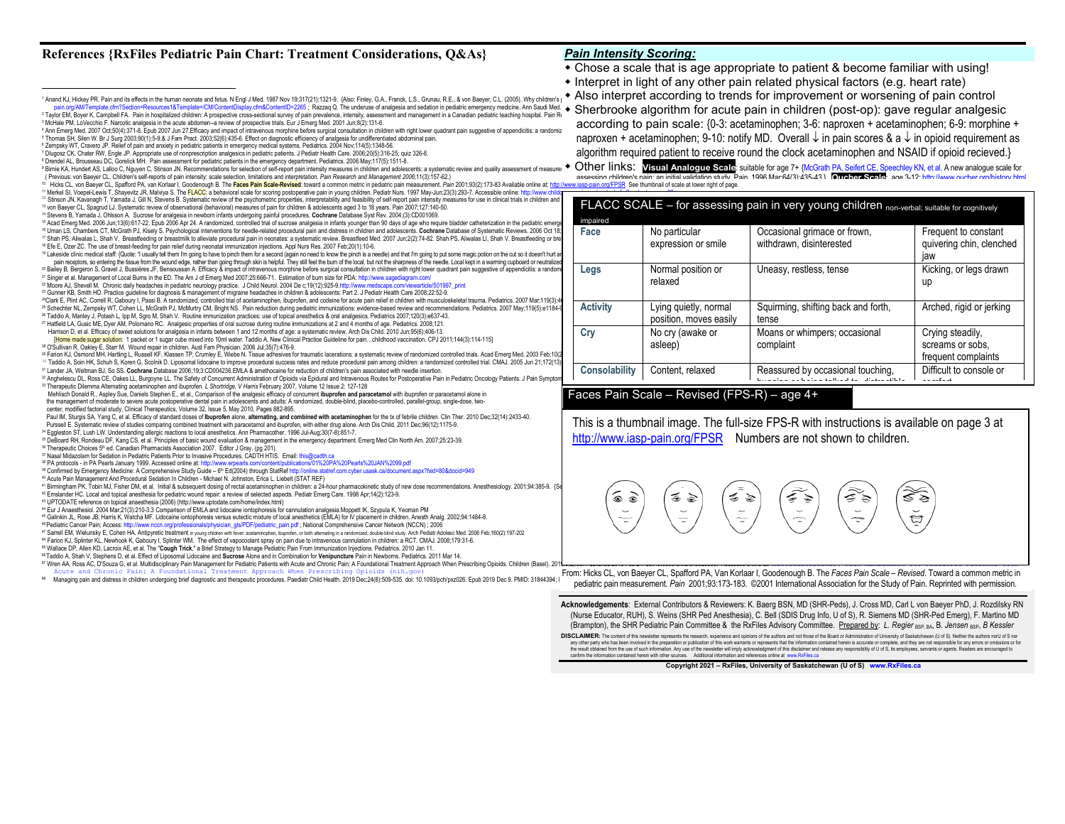# References {RxFiles Pediatric Pain Chart: Treatment Considerations, Q&As}

[1] Anand KJ, Hickey PR. Pain and its effects in the human neonate and fetus. N Engl J Med. 1987 Nov 19;317(21):1321-9. {Also: Finley, G.A., Franck, L.S., Grunau, R.E., & von Baeyer, C.L. (2005). Why children's pain.org/AM/Template.cfm?Section=Resources1&Template=/CM/ContentDisplay.cfm&ContentID=2265 ; Razzaq Q. The underuse of analgesia and sedation in pediatric emergency medicine. Ann Saudi Med.

[2] Taylor EM, Boyer K, Campbell FA. Pain in hospitalized children: A prospective cross-sectional survey of pain prevalence, intensity, assessment and management in a Canadian pediatric teaching hospital. Pain Re

[3] McHale PM, LoVecchio F. Narcotic analgesia in the acute abdomen--a review of prospective trials. Eur J Emerg Med. 2001 Jun;8(2):131-6.

[4] Ann Emerg Med. 2007 Oct;50(4):371-8. Epub 2007 Jun 27.Efficacy and impact of intravenous morphine before surgical consultation in children with right lower quadrant pain suggestive of appendicitis: a randomiz

[5] Thomas SH, Silen W. Br J Surg 2003;90(1):5-9 & J Fam Pract. 2003;52(6):435-6. Effect on diagnostic efficiency of analgesia for undifferentiated abdominal pain.

[6] Zempsky WT, Cravero JP. Relief of pain and anxiety in pediatric patients in emergency medical systems. Pediatrics. 2004 Nov;114(5):1348-56.

[7] Dlugosz CK, Chater RW, Engle JP. Appropriate use of nonprescription analgesics in pediatric patients. J Pediatr Health Care. 2006;20(5):316-25; quiz 326-8.

[8] Drendel AL, Brousseau DC, Gorelick MH. Pain assessment for pediatric patients in the emergency department. Pediatrics. 2006 May;117(5):1511-8.

[9] Birnie KA, Hundert AS, Lalloo C, Nguyen C, Stinson JN. Recommendations for selection of self-report pain intensity measures in children and adolescents: a systematic review and quality assessment of measure (Previous: von Baeyer CL. Children's self-reports of pain intensity: scale selection, limitations and interpretation. Pain Research and Management 2006;11(3):157-62.)

[10] Hicks CL, von Baeyer CL, Spafford PA, van Korlaar I, Goodenough B. The **Faces Pain Scale-Revised**: toward a common metric in pediatric pain measurement. Pain 2001;93(2):173-83 Available online at: http://www.iasp-pain.org/FPSR See thumbnail of scale at lower right of page.

[11] Merkel SI, Voepel-Lewis T, Shayevitz JR, Malviya S. The FLACC: a behavioral scale for scoring postoperative pain in young children. Pediatr Nurs. 1997 May-Jun;23(3):293-7. Accessible online: http://www.childc

[12] Stinson JN, Kavanagh T, Yamada J, Gill N, Stevens B. Systematic review of the psychometric properties, interpretability and feasibility of self-report pain intensity measures for use in clinical trials in children and

[13] von Baeyer CL, Spagrud LJ. Systematic review of observational (behavioral) measures of pain for children & adolescents aged 3 to 18 years. Pain 2007;127:140-50.

[14] Stevens B, Yamada J, Ohlsson A. Sucrose for analgesia in newborn infants undergoing painful procedures. **Cochrane** Database Syst Rev. 2004;(3):CD001069.

[15] Acad Emerg Med. 2006 Jun;13(6):617-22. Epub 2006 Apr 24. A randomized, controlled trial of sucrose analgesia in infants younger than 90 days of age who require bladder catheterization in the pediatric emerge

[16] Uman LS, Chambers CT, McGrath PJ, Kisely S. Psychological interventions for needle-related procedural pain and distress in children and adolescents. **Cochrane** Database of Systematic Reviews. 2006 Oct 18;

[17] Shah PS, Aliwalas L, Shah V. Breastfeeding or breastmilk to alleviate procedural pain in neonates: a systematic review. Breastfeed Med. 2007 Jun;2(2):74-82. Shah PS, Aliwalas LI, Shah V. Breastfeeding or bre

[18] Efe E, Ozer ZC. The use of breast-feeding for pain relief during neonatal immunization injections. Appl Nurs Res. 2007 Feb;20(1):10-6.

[19] Lakeside clinic medical staff: (Quote: "I usually tell them I'm going to have to pinch them for a second (again no need to know the pinch is a needle) and that I'm going to put some magic potion on the cut so it doesn't hurt ar pain receptors, so entering the tissue from the wound edge, rather than going through skin is helpful. They still feel the burn of the local, but not the sharpness of the needle. Local kept in a warming cupboard or neutralized

[20] Bailey B, Bergeron S, Gravel J, Bussières JF, Bensoussan A. Efficacy & impact of intravenous morphine before surgical consultation in children with right lower quadrant pain suggestive of appendicitis: a random

[21] Singer et al. Management of Local Burns in the ED. The Am J of Emerg Med 2007;25:666-71. Estimation of burn size for PDA: http://www.sagediagram.com/

[22] Moore AJ, Shevell M. Chronic daily headaches in pediatric neurology practice. J Child Neurol. 2004 De c;19(12):925-9.http://www.medscape.com/viewarticle/501997_print

[23] Gunner KB, Smith HD. Practice guideline for diagnosis & management of migraine headaches in children & adolescents: Part 2. J Pediatr Health Care 2008;22:52-9.

[24] Clark E, Plint AC, Correll R, Gaboury I, Passi B. A randomized, controlled trial of acetaminophen, ibuprofen, and codeine for acute pain relief in children with musculoskeletal trauma. Pediatrics. 2007 Mar;119(3):4

[25] Schechter NL, Zempsky WT, Cohen LL, McGrath PJ, McMurtry CM, Bright NS. Pain reduction during pediatric immunizations: evidence-based review and recommendations. Pediatrics. 2007 May;119(5):e1184-9

[26] Taddio A, Manley J, Potash L, Ipp M, Sgro M, Shah V. Routine immunization practices: use of topical anesthetics & oral analgesics. Pediatrics 2007;120(3):e637-43.

[27] Hatfield LA, Gusic ME, Dyer AM, Polomano RC. Analgesic properties of oral sucrose during routine immunizations at 2 and 4 months of age. Pediatrics. 2008;121. Harrison D, et al. Efficacy of sweet solutions for analgesia in infants between 1 and 12 months of age: a systematic review. Arch Dis Child. 2010 Jun;95(6):406-13. [Home made sugar solution: 1 packet or 1 sugar cube mixed into 10ml water. Taddio A. New Clinical Practice Guideline for pain...childhood vaccination. CPJ 2011;144(3):114-115]

[28] O'Sullivan R, Oakley E, Starr M. Wound repair in children. Aust Fam Physician. 2006 Jul;35(7):476-9.

[29] Farion KJ, Osmond MH, Hartling L, Russell KF, Klassen TP, Crumley E, Wiebe N. Tissue adhesives for traumatic lacerations: a systematic review of randomized controlled trials. Acad Emerg Med. 2003 Feb;10(2

[30] Taddio A, Soin HK, Schuh S, Koren G, Scolnik D. Liposomal lidocaine to improve procedural success rates and reduce procedural pain among children: a randomized controlled trial. CMAJ. 2005 Jun 21;172(13)

[31] Lander JA, Weltman BJ, So SS. **Cochrane** Database 2006;19;3:CD004236.EMLA & amethocaine for reduction of children's pain associated with needle insertion.

[32] Anghelescu DL, Ross CE, Oakes LL, Burgoyne LL. The Safety of Concurrent Administration of Opioids via Epidural and Intravenous Routes for Postoperative Pain in Pediatric Oncology Patients. J Pain Symptom

[33] Therapeutic Dilemma Alternating acetaminophen and ibuprofen. *L Shortridge, V Harris* February 2007, Volume 12 Issue 2: 127-128
Mehlisch Donald R., Aspley Sue, Daniels Stephen E., et al., Comparison of the analgesic efficacy of concurrent **ibuprofen and paracetamol** with ibuprofen or paracetamol alone in the management of moderate to severe acute postoperative dental pain in adolescents and adults: A randomized, double-blind, placebo-controlled, parallel-group, single-dose, two-center, modified factorial study, Clinical Therapeutics, Volume 32, Issue 5, May 2010, Pages 882-895.
Paul IM, Sturgis SA, Yang C, et al. Efficacy of standard doses of **Ibuprofen** alone, **alternating, and combined with acetaminophen** for the tx of febrile children. Clin Ther. 2010 Dec;32(14):2433-40.
Purssell E. Systematic review of studies comparing combined treatment with paracetamol and ibuprofen, with either drug alone. Arch Dis Child. 2011 Dec;96(12):1175-9.

[34] Eggleston ST, Lush LW. Understanding allergic reactions to local anesthetics. Ann Pharmacother. 1996 Jul-Aug;30(7-8):851-7.

[35] DeBoard RH, Rondeau DF, Kang CS, et al. Principles of basic wound evaluation & management in the emergency department. Emerg Med Clin North Am. 2007;25:23-39.

[36] Therapeutic Choices 5th ed. Canadian Pharmacists Association 2007. Editor J Gray. (pg 201).

[37] Nasal Midazolam for Sedation in Pediatric Patients Prior to Invasive Procedures. CADTH HTIS. Email: this@cadth.ca

[38] PA protocols - in PA Pearls January 1999. Accessed online at: http://www.erpearls.com/content/publications/01%20PA%20Pearls%20JAN%2099.pdf

[39] Confirmed by Emergency Medicine: A Comprehensive Study Guide – 6th Ed(2004) through StatRef http://online.statref.com.cyber.usask.ca/document.aspx?fxid=80&docid=949

[40] Acute Pain Management And Procedural Sedation In Children - Michael N. Johnston, Erica L. Liebelt (STAT REF)

[41] Birmingham PK, Tobin MJ, Fisher DM, et al. Initial & subsequent dosing of rectal acetaminophen in children: a 24-hour pharmacokinetic study of new dose recommendations. Anesthesiology. 2001;94:385-9. {Se

[42] Emslander HC. Local and topical anesthesia for pediatric wound repair: a review of selected aspects. Pediatr Emerg Care. 1998 Apr;14(2):123-9.

[43] UPTODATE reference on topical anaesthesia (2006) (http://www.uptodate.com/home/index.html)

[44] Eur J Anaesthesiol. 2004 Mar;21(3):210-3.3 Comparison of EMLA and lidocaine iontophoresis for cannulation analgesia.Moppett IK, Szypula K, Yeoman PM

[45] Galinkin JL, Rose JB, Harris K, Watcha MF. Lidocaine iontophoresis versus eutectic mixture of local anesthetics (EMLA) for IV placement in children. Anesth Analg. 2002;94:1484-8.

[46] Pediatric Cancer Pain; Access: http://www.nccn.org/professionals/physician_gls/PDF/pediatric_pain.pdf ; National Comprehensive Cancer Network (NCCN) ; 2006

[47] Sarrell EM, Wielunsky E, Cohen HA. Antipyretic treatment in young children with fever: acetaminophen, ibuprofen, or both alternating in a randomized, double-blind study. Arch Pediatr Adolesc Med. 2006 Feb;160(2):197-202

[64] Farion KJ, Splinter KL, Newhook K, Gaboury I, Splinter WM. The effect of vapocoolant spray on pain due to intravenous cannulation in children: a RCT. CMAJ. 2008;179:31-6.

[65] Wallace DP, Allen KD, Lacroix AE, et al. The "**Cough Trick**," a Brief Strategy to Manage Pediatric Pain From Immunization Injections. Pediatrics. 2010 Jan 11.

[66] Taddio A, Shah V, Stephens D, et al. Effect of Liposomal Lidocaine and **Sucrose** Alone and in Combination for **Venipuncture** Pain in Newborns. Pediatrics. 2011 Mar 14.

[67] Wren AA, Ross AC, D'Souza G, et al. Multidisciplinary Pain Management for Pediatric Patients with Acute and Chronic Pain: A Foundational Treatment Approach When Prescribing Opioids. Children (Basel). 201 Acute and Chronic Pain: A Foundational Treatment Approach When Prescribing Opioids (nih.gov)

[68] Managing pain and distress in children undergoing brief diagnostic and therapeutic procedures. Paediatr Child Health. 2019 Dec;24(8):509-535. doi: 10.1093/pch/pxz026. Epub 2019 Dec 9. PMID: 31844394; I

## *Pain Intensity Scoring:*

- Chose a scale that is age appropriate to patient & become familiar with using!
- Interpret in light of any other pain related physical factors (e.g. heart rate)
- Also interpret according to trends for improvement or worsening of pain control
- Sherbrooke algorithm for acute pain in children (post-op): gave regular analgesic according to pain scale: {0-3: acetaminophen; 3-6: naproxen + acetaminophen; 6-9: morphine + naproxen + acetaminophen; 9-10: notify MD. Overall ↓ in pain scores & a ↓ in opioid requirement as algorithm required patient to receive round the clock acetaminophen and NSAID if opioid recieved.}
- Other links: **Visual Analogue Scale**: suitable for age 7+ {McGrath PA, Seifert CE, Speechley KN, et al. A new analogue scale for assessing children's pain: an initial validation study. Pain. 1996 Mar;64(3):435-43.} **Oucher Scale**: age 3-12: http://www.oucher.org/history.html

### FLACC SCALE – for assessing pain in very young children non-verbal; suitable for cognitively impaired

| | | | |
|---|---|---|---|
| **Face** | No particular expression or smile | Occasional grimace or frown, withdrawn, disinterested | Frequent to constant quivering chin, clenched jaw |
| **Legs** | Normal position or relaxed | Uneasy, restless, tense | Kicking, or legs drawn up |
| **Activity** | Lying quietly, normal position, moves easily | Squirming, shifting back and forth, tense | Arched, rigid or jerking |
| **Cry** | No cry (awake or asleep) | Moans or whimpers; occasional complaint | Crying steadily, screams or sobs, frequent complaints |
| **Consolability** | Content, relaxed | Reassured by occasional touching, hugging or being talked to, distractible | Difficult to console or comfort |

### Faces Pain Scale – Revised (FPS-R) – age 4+

This is a thumbnail image. The full-size FPS-R with instructions is available on page 3 at http://www.iasp-pain.org/FPSR Numbers are not shown to children.

From: Hicks CL, von Baeyer CL, Spafford PA, Van Korlaar I, Goodenough B. The *Faces Pain Scale – Revised*. Toward a common metric in pediatric pain measurement. *Pain* 2001;93:173-183. ©2001 International Association for the Study of Pain. Reprinted with permission.

**Acknowledgements**: External Contributors & Reviewers: K. Baerg BSN, MD (SHR-Peds), J. Cross MD, Carl L von Baeyer PhD, J. Rozdilsky RN (Nurse Educator, RUH), S. Weins (SHR Ped Anesthesia), C. Bell (SDIS Drug Info, U of S), R. Siemens MD (SHR-Ped Emerg), F. Martino MD (Brampton), the SHR Pediatric Pain Committee & the RxFiles Advisory Committee. Prepared by: *L. Regier* BSP, BA, *B. Jensen* BSP, *B Kessler*

**DISCLAIMER:** The content of this newsletter represents the research, experience and opinions of the authors and not those of the Board or Administration of University of Saskatchewan (U of S). Neither the authors nor U of S nor any other party who has been involved in the preparation or publication of this work warrants or represents that the information contained herein is accurate or complete, and they are not responsible for any errors or omissions or for the result obtained from the use of such information. Any use of the newsletter will imply acknowledgment of this disclaimer and release any responsibility of U of S, its employees, servants or agents. Readers are encouraged to confirm the information contained herein with other sources. Additional information and references online at www.RxFiles.ca

**Copyright 2021 – RxFiles, University of Saskatchewan (U of S) www.RxFiles.ca**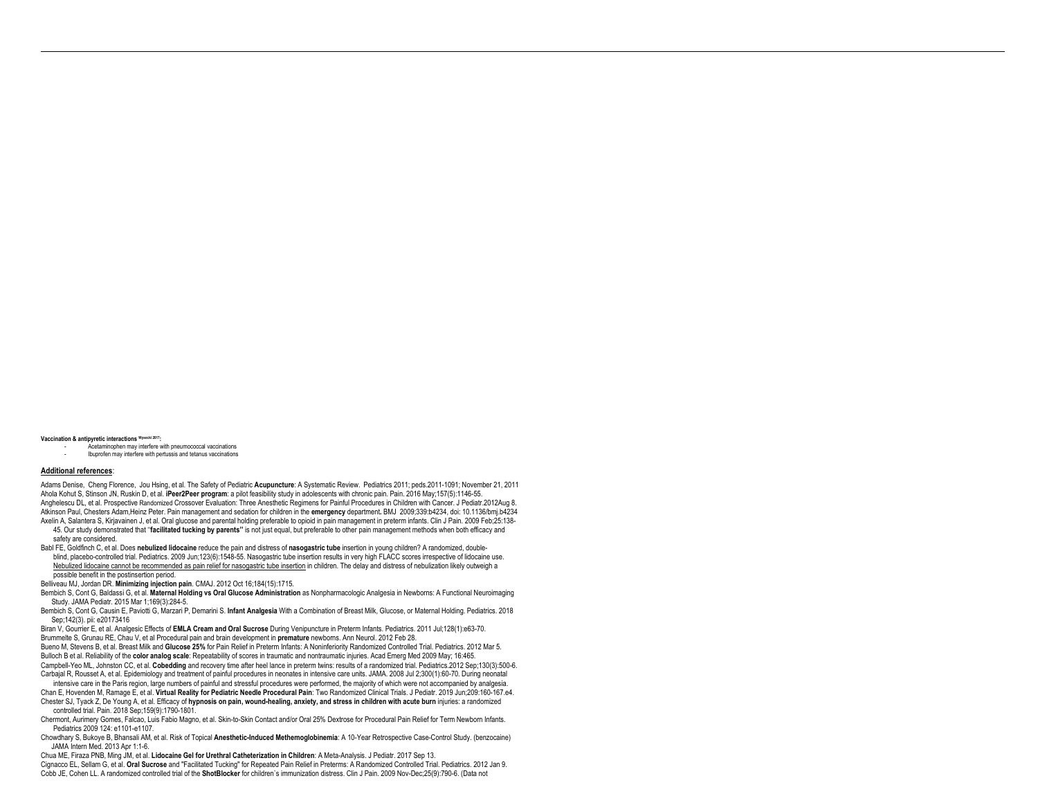**Vaccination & antipyretic interactions** [Wysocki 2017]**:**

- Acetaminophen may interfere with pneumococcal vaccinations
- Ibuprofen may interfere with pertussis and tetanus vaccinations

**Additional references**:

Adams Denise, Cheng Florence, Jou Hsing, et al. The Safety of Pediatric **Acupuncture**: A Systematic Review. Pediatrics 2011; peds.2011-1091; November 21, 2011

Ahola Kohut S, Stinson JN, Ruskin D, et al. **iPeer2Peer program**: a pilot feasibility study in adolescents with chronic pain. Pain. 2016 May;157(5):1146-55.

Anghelescu DL, et al. Prospective Randomized Crossover Evaluation: Three Anesthetic Regimens for Painful Procedures in Children with Cancer. J Pediatr.2012Aug 8.

Atkinson Paul, Chesters Adam,Heinz Peter. Pain management and sedation for children in the **emergency** department**.** BMJ 2009;339:b4234, doi: 10.1136/bmj.b4234

Axelin A, Salantera S, Kirjavainen J, et al. Oral glucose and parental holding preferable to opioid in pain management in preterm infants. Clin J Pain. 2009 Feb;25:138-45. Our study demonstrated that "**facilitated tucking by parents"** is not just equal, but preferable to other pain management methods when both efficacy and safety are considered.

Babl FE, Goldfinch C, et al. Does **nebulized lidocaine** reduce the pain and distress of **nasogastric tube** insertion in young children? A randomized, double-blind, placebo-controlled trial. Pediatrics. 2009 Jun;123(6):1548-55. Nasogastric tube insertion results in very high FLACC scores irrespective of lidocaine use. Nebulized lidocaine cannot be recommended as pain relief for nasogastric tube insertion in children. The delay and distress of nebulization likely outweigh a possible benefit in the postinsertion period.

Belliveau MJ, Jordan DR. **Minimizing injection pain**. CMAJ. 2012 Oct 16;184(15):1715.

Bembich S, Cont G, Baldassi G, et al. **Maternal Holding vs Oral Glucose Administration** as Nonpharmacologic Analgesia in Newborns: A Functional Neuroimaging Study. JAMA Pediatr. 2015 Mar 1;169(3):284-5.

Bembich S, Cont G, Causin E, Paviotti G, Marzari P, Demarini S. **Infant Analgesia** With a Combination of Breast Milk, Glucose, or Maternal Holding. Pediatrics. 2018 Sep;142(3). pii: e20173416

Biran V, Gourrier E, et al. Analgesic Effects of **EMLA Cream and Oral Sucrose** During Venipuncture in Preterm Infants. Pediatrics. 2011 Jul;128(1):e63-70.

Brummelte S, Grunau RE, Chau V, et al Procedural pain and brain development in **premature** newborns. Ann Neurol. 2012 Feb 28.

Bueno M, Stevens B, et al. Breast Milk and **Glucose 25%** for Pain Relief in Preterm Infants: A Noninferiority Randomized Controlled Trial. Pediatrics. 2012 Mar 5.

Bulloch B et al. Reliability of the **color analog scale**: Repeatability of scores in traumatic and nontraumatic injuries. Acad Emerg Med 2009 May; 16:465.

Campbell-Yeo ML, Johnston CC, et al. **Cobedding** and recovery time after heel lance in preterm twins: results of a randomized trial. Pediatrics.2012 Sep;130(3):500-6.

Carbajal R, Rousset A, et al. Epidemiology and treatment of painful procedures in neonates in intensive care units. JAMA. 2008 Jul 2;300(1):60-70. During neonatal intensive care in the Paris region, large numbers of painful and stressful procedures were performed, the majority of which were not accompanied by analgesia.

Chan E, Hovenden M, Ramage E, et al. **Virtual Reality for Pediatric Needle Procedural Pain**: Two Randomized Clinical Trials. J Pediatr. 2019 Jun;209:160-167.e4.

Chester SJ, Tyack Z, De Young A, et al. Efficacy of **hypnosis on pain, wound-healing, anxiety, and stress in children with acute burn** injuries: a randomized controlled trial. Pain. 2018 Sep;159(9):1790-1801.

Chermont, Aurimery Gomes, Falcao, Luis Fabio Magno, et al. Skin-to-Skin Contact and/or Oral 25% Dextrose for Procedural Pain Relief for Term Newborn Infants. Pediatrics 2009 124: e1101-e1107.

Chowdhary S, Bukoye B, Bhansali AM, et al. Risk of Topical **Anesthetic-Induced Methemoglobinemia**: A 10-Year Retrospective Case-Control Study. (benzocaine) JAMA Intern Med. 2013 Apr 1:1-6.

Chua ME, Firaza PNB, Ming JM, et al. **Lidocaine Gel for Urethral Catheterization in Children**: A Meta-Analysis. J Pediatr. 2017 Sep 13.

Cignacco EL, Sellam G, et al. **Oral Sucrose** and "Facilitated Tucking" for Repeated Pain Relief in Preterms: A Randomized Controlled Trial. Pediatrics. 2012 Jan 9.

Cobb JE, Cohen LL. A randomized controlled trial of the **ShotBlocker** for children`s immunization distress. Clin J Pain. 2009 Nov-Dec;25(9):790-6. (Data not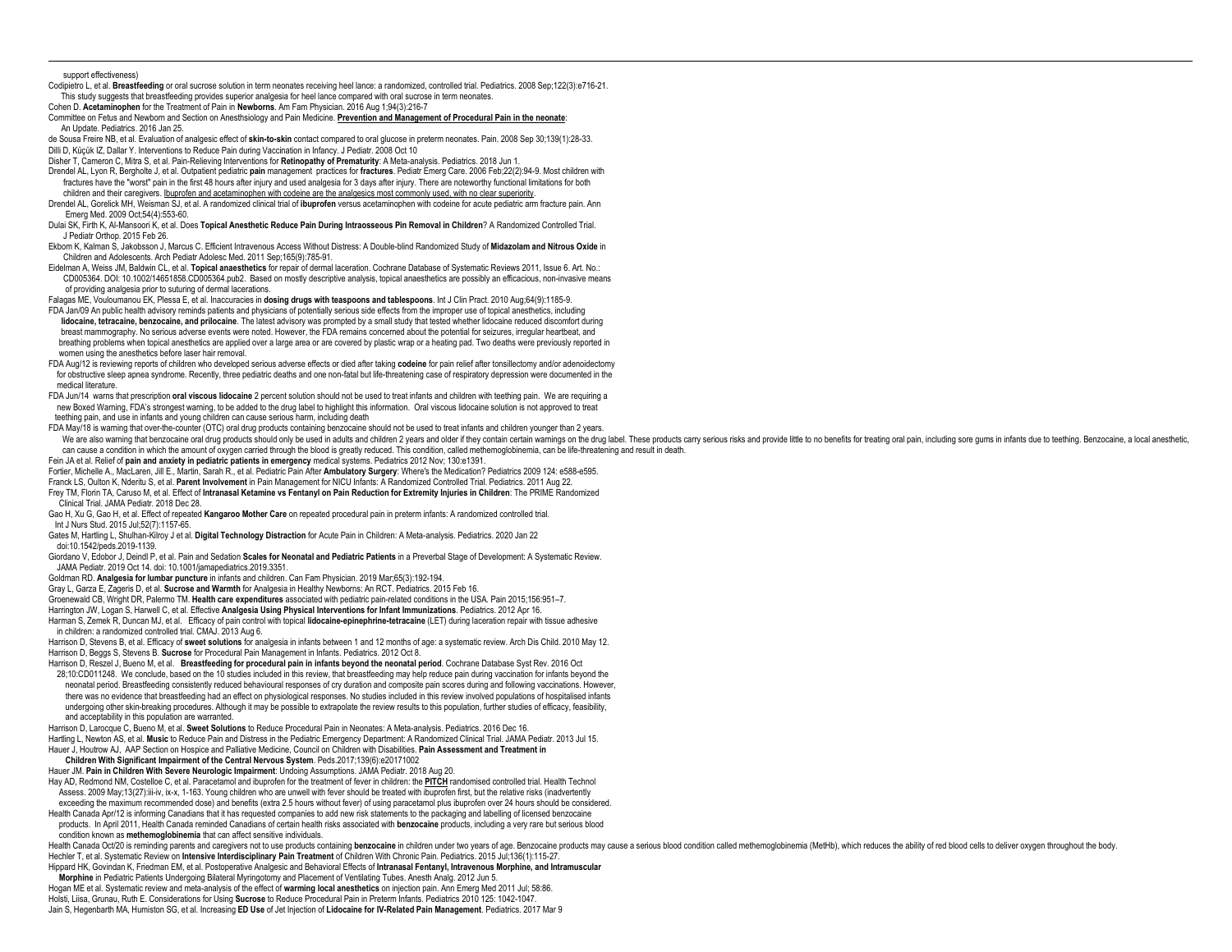support effectiveness)

Codipietro L, et al. **Breastfeeding** or oral sucrose solution in term neonates receiving heel lance: a randomized, controlled trial. Pediatrics. 2008 Sep;122(3):e716-21.
This study suggests that breastfeeding provides superior analgesia for heel lance compared with oral sucrose in term neonates.

Cohen D. **Acetaminophen** for the Treatment of Pain in **Newborns**. Am Fam Physician. 2016 Aug 1;94(3):216-7

Committee on Fetus and Newborn and Section on Anesthsiology and Pain Medicine. **Prevention and Management of Procedural Pain in the neonate**: An Update. Pediatrics. 2016 Jan 25.

de Sousa Freire NB, et al. Evaluation of analgesic effect of **skin-to-skin** contact compared to oral glucose in preterm neonates. Pain. 2008 Sep 30;139(1):28-33.

Dilli D, Küçük IZ, Dallar Y. Interventions to Reduce Pain during Vaccination in Infancy. J Pediatr. 2008 Oct 10

Disher T, Cameron C, Mitra S, et al. Pain-Relieving Interventions for **Retinopathy of Prematurity**: A Meta-analysis. Pediatrics. 2018 Jun 1.

Drendel AL, Lyon R, Bergholte J, et al. Outpatient pediatric **pain** management practices for **fractures**. Pediatr Emerg Care. 2006 Feb;22(2):94-9. Most children with fractures have the "worst" pain in the first 48 hours after injury and used analgesia for 3 days after injury. There are noteworthy functional limitations for both children and their caregivers. Ibuprofen and acetaminophen with codeine are the analgesics most commonly used, with no clear superiority.

Drendel AL, Gorelick MH, Weisman SJ, et al. A randomized clinical trial of **ibuprofen** versus acetaminophen with codeine for acute pediatric arm fracture pain. Ann Emerg Med. 2009 Oct;54(4):553-60.

Dulai SK, Firth K, Al-Mansoori K, et al. Does **Topical Anesthetic Reduce Pain During Intraosseous Pin Removal in Children**? A Randomized Controlled Trial. J Pediatr Orthop. 2015 Feb 26.

Ekbom K, Kalman S, Jakobsson J, Marcus C. Efficient Intravenous Access Without Distress: A Double-blind Randomized Study of **Midazolam and Nitrous Oxide** in Children and Adolescents. Arch Pediatr Adolesc Med. 2011 Sep;165(9):785-91.

Eidelman A, Weiss JM, Baldwin CL, et al. **Topical anaesthetics** for repair of dermal laceration. Cochrane Database of Systematic Reviews 2011, Issue 6. Art. No.: CD005364. DOI: 10.1002/14651858.CD005364.pub2. Based on mostly descriptive analysis, topical anaesthetics are possibly an efficacious, non-invasive means of providing analgesia prior to suturing of dermal lacerations.

Falagas ME, Vouloumanou EK, Plessa E, et al. Inaccuracies in **dosing drugs with teaspoons and tablespoons**. Int J Clin Pract. 2010 Aug;64(9):1185-9.

FDA Jan/09 An public health advisory reminds patients and physicians of potentially serious side effects from the improper use of topical anesthetics, including **lidocaine, tetracaine, benzocaine, and prilocaine**. The latest advisory was prompted by a small study that tested whether lidocaine reduced discomfort during breast mammography. No serious adverse events were noted. However, the FDA remains concerned about the potential for seizures, irregular heartbeat, and breathing problems when topical anesthetics are applied over a large area or are covered by plastic wrap or a heating pad. Two deaths were previously reported in women using the anesthetics before laser hair removal.

FDA Aug/12 is reviewing reports of children who developed serious adverse effects or died after taking **codeine** for pain relief after tonsillectomy and/or adenoidectomy for obstructive sleep apnea syndrome. Recently, three pediatric deaths and one non-fatal but life-threatening case of respiratory depression were documented in the medical literature.

FDA Jun/14 warns that prescription **oral viscous lidocaine** 2 percent solution should not be used to treat infants and children with teething pain. We are requiring a new Boxed Warning, FDA's strongest warning, to be added to the drug label to highlight this information. Oral viscous lidocaine solution is not approved to treat teething pain, and use in infants and young children can cause serious harm, including death

FDA May/18 is warning that over-the-counter (OTC) oral drug products containing benzocaine should not be used to treat infants and children younger than 2 years.
We are also warning that benzocaine oral drug products should only be used in adults and children 2 years and older if they contain certain warnings on the drug label. These products carry serious risks and provide little to no benefits for treating oral pain, including sore gums in infants due to teething. Benzocaine, a local anesthetic, can cause a condition in which the amount of oxygen carried through the blood is greatly reduced. This condition, called methemoglobinemia, can be life-threatening and result in death.

Fein JA et al. Relief of **pain and anxiety in pediatric patients in emergency** medical systems. Pediatrics 2012 Nov; 130:e1391.

Fortier, Michelle A., MacLaren, Jill E., Martin, Sarah R., et al. Pediatric Pain After **Ambulatory Surgery**: Where's the Medication? Pediatrics 2009 124: e588-e595.

Franck LS, Oulton K, Nderitu S, et al. **Parent Involvement** in Pain Management for NICU Infants: A Randomized Controlled Trial. Pediatrics. 2011 Aug 22.

Frey TM, Florin TA, Caruso M, et al. Effect of **Intranasal Ketamine vs Fentanyl on Pain Reduction for Extremity Injuries in Children**: The PRIME Randomized Clinical Trial. JAMA Pediatr. 2018 Dec 28.

Gao H, Xu G, Gao H, et al. Effect of repeated **Kangaroo Mother Care** on repeated procedural pain in preterm infants: A randomized controlled trial. Int J Nurs Stud. 2015 Jul;52(7):1157-65.

Gates M, Hartling L, Shulhan-Kilroy J et al. **Digital Technology Distraction** for Acute Pain in Children: A Meta-analysis. Pediatrics. 2020 Jan 22 doi:10.1542/peds.2019-1139.

Giordano V, Edobor J, Deindl P, et al. Pain and Sedation **Scales for Neonatal and Pediatric Patients** in a Preverbal Stage of Development: A Systematic Review. JAMA Pediatr. 2019 Oct 14. doi: 10.1001/jamapediatrics.2019.3351.

Goldman RD. **Analgesia for lumbar puncture** in infants and children. Can Fam Physician. 2019 Mar;65(3):192-194.

Gray L, Garza E, Zageris D, et al. **Sucrose and Warmth** for Analgesia in Healthy Newborns: An RCT. Pediatrics. 2015 Feb 16.

Groenewald CB, Wright DR, Palermo TM. **Health care expenditures** associated with pediatric pain-related conditions in the USA. Pain 2015;156:951–7.

Harrington JW, Logan S, Harwell C, et al. Effective **Analgesia Using Physical Interventions for Infant Immunizations**. Pediatrics. 2012 Apr 16.

Harman S, Zemek R, Duncan MJ, et al. Efficacy of pain control with topical **lidocaine-epinephrine-tetracaine** (LET) during laceration repair with tissue adhesive in children: a randomized controlled trial. CMAJ. 2013 Aug 6.

Harrison D, Stevens B, et al. Efficacy of **sweet solutions** for analgesia in infants between 1 and 12 months of age: a systematic review. Arch Dis Child. 2010 May 12.

Harrison D, Beggs S, Stevens B. **Sucrose** for Procedural Pain Management in Infants. Pediatrics. 2012 Oct 8.

Harrison D, Reszel J, Bueno M, et al. **Breastfeeding for procedural pain in infants beyond the neonatal period**. Cochrane Database Syst Rev. 2016 Oct 28;10:CD011248. We conclude, based on the 10 studies included in this review, that breastfeeding may help reduce pain during vaccination for infants beyond the neonatal period. Breastfeeding consistently reduced behavioural responses of cry duration and composite pain scores during and following vaccinations. However, there was no evidence that breastfeeding had an effect on physiological responses. No studies included in this review involved populations of hospitalised infants undergoing other skin-breaking procedures. Although it may be possible to extrapolate the review results to this population, further studies of efficacy, feasibility, and acceptability in this population are warranted.

Harrison D, Larocque C, Bueno M, et al. **Sweet Solutions** to Reduce Procedural Pain in Neonates: A Meta-analysis. Pediatrics. 2016 Dec 16.

Hartling L, Newton AS, et al. **Music** to Reduce Pain and Distress in the Pediatric Emergency Department: A Randomized Clinical Trial. JAMA Pediatr. 2013 Jul 15.

Hauer J, Houtrow AJ, AAP Section on Hospice and Palliative Medicine, Council on Children with Disabilities. **Pain Assessment and Treatment in Children With Significant Impairment of the Central Nervous System**. Peds.2017;139(6):e20171002

Hauer JM. **Pain in Children With Severe Neurologic Impairment**: Undoing Assumptions. JAMA Pediatr. 2018 Aug 20.

Hay AD, Redmond NM, Costelloe C, et al. Paracetamol and ibuprofen for the treatment of fever in children: the **PITCH** randomised controlled trial. Health Technol Assess. 2009 May;13(27):iii-iv, ix-x, 1-163. Young children who are unwell with fever should be treated with ibuprofen first, but the relative risks (inadvertently exceeding the maximum recommended dose) and benefits (extra 2.5 hours without fever) of using paracetamol plus ibuprofen over 24 hours should be considered.

Health Canada Apr/12 is informing Canadians that it has requested companies to add new risk statements to the packaging and labelling of licensed benzocaine products. In April 2011, Health Canada reminded Canadians of certain health risks associated with **benzocaine** products, including a very rare but serious blood condition known as **methemoglobinemia** that can affect sensitive individuals.

Health Canada Oct/20 is reminding parents and caregivers not to use products containing **benzocaine** in children under two years of age. Benzocaine products may cause a serious blood condition called methemoglobinemia (MetHb), which reduces the ability of red blood cells to deliver oxygen throughout the body.

Hechler T, et al. Systematic Review on **Intensive Interdisciplinary Pain Treatment** of Children With Chronic Pain. Pediatrics. 2015 Jul;136(1):115-27.

Hippard HK, Govindan K, Friedman EM, et al. Postoperative Analgesic and Behavioral Effects of **Intranasal Fentanyl, Intravenous Morphine, and Intramuscular Morphine** in Pediatric Patients Undergoing Bilateral Myringotomy and Placement of Ventilating Tubes. Anesth Analg. 2012 Jun 5.

Hogan ME et al. Systematic review and meta-analysis of the effect of **warming local anesthetics** on injection pain. Ann Emerg Med 2011 Jul; 58:86.

Holsti, Liisa, Grunau, Ruth E. Considerations for Using **Sucrose** to Reduce Procedural Pain in Preterm Infants. Pediatrics 2010 125: 1042-1047.

Jain S, Hegenbarth MA, Humiston SG, et al. Increasing **ED Use** of Jet Injection of **Lidocaine for IV-Related Pain Management**. Pediatrics. 2017 Mar 9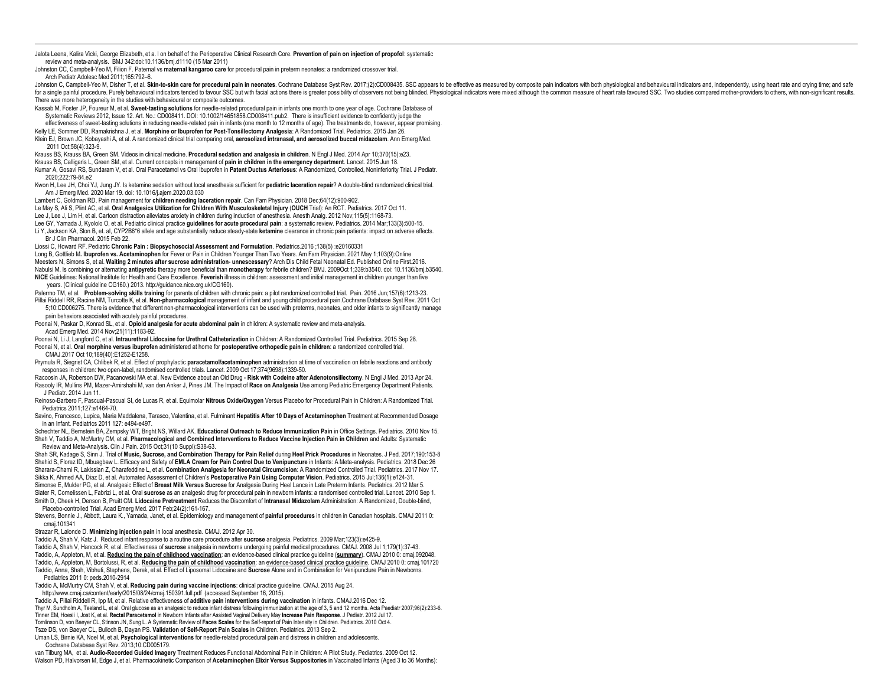Jalota Leena, Kalira Vicki, George Elizabeth, et a. l on behalf of the Perioperative Clinical Research Core. **Prevention of pain on injection of propofol**: systematic review and meta-analysis. BMJ 342:doi:10.1136/bmj.d1110 (15 Mar 2011)

Johnston CC, Campbell-Yeo M, Filion F. Paternal vs **maternal kangaroo care** for procedural pain in preterm neonates: a randomized crossover trial. Arch Pediatr Adolesc Med 2011;165:792–6.

Johnston C, Campbell-Yeo M, Disher T, et al. **Skin-to-skin care for procedural pain in neonates**. Cochrane Database Syst Rev. 2017;(2):CD008435. SSC appears to be effective as measured by composite pain indicators with both physiological and behavioural indicators and, independently, using heart rate and crying time; and safe for a single painful procedure. Purely behavioural indicators tended to favour SSC but with facial actions there is greater possibility of observers not being blinded. Physiological indicators were mixed although the common measure of heart rate favoured SSC. Two studies compared mother-providers to others, with non-significant results. There was more heterogeneity in the studies with behavioural or composite outcomes.

Kassab M, Foster JP, Foureur M, et al. **Sweet-tasting solutions** for needle-related procedural pain in infants one month to one year of age. Cochrane Database of Systematic Reviews 2012, Issue 12. Art. No.: CD008411. DOI: 10.1002/14651858.CD008411.pub2. There is insufficient evidence to confidently judge the effectiveness of sweet-tasting solutions in reducing needle-related pain in infants (one month to 12 months of age). The treatments do, however, appear promising.

Kelly LE, Sommer DD, Ramakrishna J, et al. **Morphine or Ibuprofen for Post-Tonsillectomy Analgesia**: A Randomized Trial. Pediatrics. 2015 Jan 26.

Klein EJ, Brown JC, Kobayashi A, et al. A randomized clinical trial comparing oral, **aerosolized intranasal, and aerosolized buccal midazolam**. Ann Emerg Med. 2011 Oct;58(4):323-9.

Krauss BS, Krauss BA, Green SM. Videos in clinical medicine. **Procedural sedation and analgesia in children**. N Engl J Med. 2014 Apr 10;370(15):e23.

Krauss BS, Calligaris L, Green SM, et al. Current concepts in management of **pain in children in the emergency department**. Lancet. 2015 Jun 18.

Kumar A, Gosavi RS, Sundaram V, et al. Oral Paracetamol vs Oral Ibuprofen in **Patent Ductus Arteriosus**: A Randomized, Controlled, Noninferiority Trial. J Pediatr. 2020;222:79-84.e2

Kwon H, Lee JH, Choi YJ, Jung JY. Is ketamine sedation without local anesthesia sufficient for **pediatric laceration repair**? A double-blind randomized clinical trial. Am J Emerg Med. 2020 Mar 19. doi: 10.1016/j.ajem.2020.03.030

Lambert C, Goldman RD. Pain management for **children needing laceration repair**. Can Fam Physician. 2018 Dec;64(12):900-902.

Le May S, Ali S, Plint AC, et al. **Oral Analgesics Utilization for Children With Musculoskeletal Injury** (**OUCH** Trial): An RCT. Pediatrics. 2017 Oct 11.

Lee J, Lee J, Lim H, et al. Cartoon distraction alleviates anxiety in children during induction of anesthesia. Anesth Analg. 2012 Nov;115(5):1168-73.

Lee GY, Yamada J, Kyololo O, et al. Pediatric clinical practice **guidelines for acute procedural pain**: a systematic review. Pediatrics. 2014 Mar;133(3):500-15.

Li Y, Jackson KA, Slon B, et al. CYP2B6*6 allele and age substantially reduce steady-state **ketamine** clearance in chronic pain patients: impact on adverse effects. Br J Clin Pharmacol. 2015 Feb 22.

Liossi C, Howard RF. Pediatric **Chronic Pain : Biopsychosocial Assessment and Formulation**. Pediatrics.2016 ;138(5) :e20160331

Long B, Gottlieb M**. Ibuprofen vs. Acetaminophen** for Fever or Pain in Children Younger Than Two Years. Am Fam Physician. 2021 May 1;103(9):Online

Meesters N, Simons S, et al. **Waiting 2 minutes after sucrose administration**- **unnecessary**? Arch Dis Child Fetal Neonatal Ed. Published Online First.2016.

Nabulsi M. Is combining or alternating **antipyretic** therapy more beneficial than **monotherapy** for febrile children? BMJ. 2009Oct 1;339:b3540. doi: 10.1136/bmj.b3540.

**NICE** Guidelines: National Institute for Health and Care Excellence. **Feverish** illness in children: assessment and initial management in children younger than five years. (Clinical guideline CG160.) 2013. http://guidance.nice.org.uk/CG160).

Palermo TM, et al. **Problem-solving skills training** for parents of children with chronic pain: a pilot randomized controlled trial. Pain. 2016 Jun;157(6):1213-23.

Pillai Riddell RR, Racine NM, Turcotte K, et al. **Non-pharmacological** management of infant and young child procedural pain.Cochrane Database Syst Rev. 2011 Oct 5;10:CD006275. There is evidence that different non-pharmacological interventions can be used with preterms, neonates, and older infants to significantly manage pain behaviors associated with acutely painful procedures.

Poonai N, Paskar D, Konrad SL, et al. **Opioid analgesia for acute abdominal pain** in children: A systematic review and meta-analysis. Acad Emerg Med. 2014 Nov;21(11):1183-92.

Poonai N, Li J, Langford C, et al. **Intraurethral Lidocaine for Urethral Catheterization** in Children: A Randomized Controlled Trial. Pediatrics. 2015 Sep 28.

Poonai N, et al. **Oral morphine versus ibuprofen** administered at home for **postoperative orthopedic pain in children**: a randomized controlled trial. CMAJ.2017 Oct 10;189(40):E1252-E1258.

Prymula R, Siegrist CA, Chlibek R, et al. Effect of prophylactic **paracetamol/acetaminophen** administration at time of vaccination on febrile reactions and antibody responses in children: two open-label, randomised controlled trials. Lancet. 2009 Oct 17;374(9698):1339-50.

Racoosin JA, Roberson DW, Pacanowski MA et al. New Evidence about an Old Drug - **Risk with Codeine after Adenotonsillectomy**. N Engl J Med. 2013 Apr 24.

Rasooly IR, Mullins PM, Mazer-Amirshahi M, van den Anker J, Pines JM. The Impact of **Race on Analgesia** Use among Pediatric Emergency Department Patients. J Pediatr. 2014 Jun 11.

Reinoso-Barbero F, Pascual-Pascual SI, de Lucas R, et al. Equimolar **Nitrous Oxide/Oxygen** Versus Placebo for Procedural Pain in Children: A Randomized Trial. Pediatrics 2011;127:e1464-70.

Savino, Francesco, Lupica, Maria Maddalena, Tarasco, Valentina, et al. Fulminant **Hepatitis After 10 Days of Acetaminophen** Treatment at Recommended Dosage in an Infant. Pediatrics 2011 127: e494-e497.

Schechter NL, Bernstein BA, Zempsky WT, Bright NS, Willard AK. **Educational Outreach to Reduce Immunization Pain** in Office Settings. Pediatrics. 2010 Nov 15.

Shah V, Taddio A, McMurtry CM, et al. **Pharmacological and Combined Interventions to Reduce Vaccine Injection Pain in Children** and Adults: Systematic Review and Meta-Analysis. Clin J Pain. 2015 Oct;31(10 Suppl):S38-63.

Shah SR, Kadage S, Sinn J. Trial of **Music, Sucrose, and Combination Therapy for Pain Relief** during **Heel Prick Procedures** in Neonates. J Ped. 2017;190:153-8

Shahid S, Florez ID, Mbuagbaw L. Efficacy and Safety of **EMLA Cream for Pain Control Due to Venipuncture** in Infants: A Meta-analysis. Pediatrics. 2018 Dec 26

Sharara-Chami R, Lakissian Z, Charafeddine L, et al. **Combination Analgesia for Neonatal Circumcision**: A Randomized Controlled Trial. Pediatrics. 2017 Nov 17.

Sikka K, Ahmed AA, Diaz D, et al. Automated Assessment of Children's **Postoperative Pain Using Computer Vision**. Pediatrics. 2015 Jul;136(1):e124-31.

Simonse E, Mulder PG, et al. Analgesic Effect of **Breast Milk Versus Sucrose** for Analgesia During Heel Lance in Late Preterm Infants. Pediatrics. 2012 Mar 5.

Slater R, Cornelissen L, Fabrizi L, et al. Oral **sucrose** as an analgesic drug for procedural pain in newborn infants: a randomised controlled trial. Lancet. 2010 Sep 1.

Smith D, Cheek H, Denson B, Pruitt CM. **Lidocaine Pretreatment** Reduces the Discomfort of **Intranasal Midazolam** Administration: A Randomized, Double-blind, Placebo-controlled Trial. Acad Emerg Med. 2017 Feb;24(2):161-167.

Stevens, Bonnie J., Abbott, Laura K., Yamada, Janet, et al. Epidemiology and management of **painful procedures** in children in Canadian hospitals. CMAJ 2011 0: cmaj.101341

Strazar R, Lalonde D. **Minimizing injection pain** in local anesthesia. CMAJ. 2012 Apr 30.

Taddio A, Shah V, Katz J. Reduced infant response to a routine care procedure after **sucrose** analgesia. Pediatrics. 2009 Mar;123(3):e425-9.

Taddio A, Shah V, Hancock R, et al. Effectiveness of **sucrose** analgesia in newborns undergoing painful medical procedures. CMAJ. 2008 Jul 1;179(1):37-43.

Taddio, A, Appleton, M, et al. **Reducing the pain of childhood vaccination**: an evidence-based clinical practice guideline (**summary**). CMAJ 2010 0: cmaj.092048.

Taddio, A, Appleton, M, Bortolussi, R, et al. **Reducing the pain of childhood vaccination**: an evidence-based clinical practice guideline. CMAJ 2010 0: cmaj.101720

Taddio, Anna, Shah, Vibhuti, Stephens, Derek, et al. Effect of Liposomal Lidocaine and **Sucrose** Alone and in Combination for Venipuncture Pain in Newborns. Pediatrics 2011 0: peds.2010-2914

Taddio A, McMurtry CM, Shah V, et al. **Reducing pain during vaccine injections**: clinical practice guideline. CMAJ. 2015 Aug 24. http://www.cmaj.ca/content/early/2015/08/24/cmaj.150391.full.pdf (accessed September 16, 2015).

Taddio A, Pillai Riddell R, Ipp M, et al. Relative effectiveness of **additive pain interventions during vaccination** in infants. CMAJ.2016 Dec 12.

Thyr M, Sundholm A, Teeland L, et al. Oral glucose as an analgesic to reduce infant distress following immunization at the age of 3, 5 and 12 months. Acta Paediatr 2007;96(2):233-6.

Tinner EM, Hoesli I, Jost K, et al. **Rectal Paracetamol** in Newborn Infants after Assisted Vaginal Delivery May **Increase Pain Response**. J Pediatr. 2012 Jul 17.

Tomlinson D, von Baeyer CL, Stinson JN, Sung L. A Systematic Review of **Faces Scales** for the Self-report of Pain Intensity in Children. Pediatrics. 2010 Oct 4.

Tsze DS, von Baeyer CL, Bulloch B, Dayan PS. **Validation of Self-Report Pain Scales** in Children. Pediatrics. 2013 Sep 2.

Uman LS, Birnie KA, Noel M, et al. **Psychological interventions** for needle-related procedural pain and distress in children and adolescents. Cochrane Database Syst Rev. 2013;10:CD005179.

van Tilburg MA, et al. **Audio-Recorded Guided Imagery** Treatment Reduces Functional Abdominal Pain in Children: A Pilot Study. Pediatrics. 2009 Oct 12.

Walson PD, Halvorsen M, Edge J, et al. Pharmacokinetic Comparison of **Acetaminophen Elixir Versus Suppositories** in Vaccinated Infants (Aged 3 to 36 Months):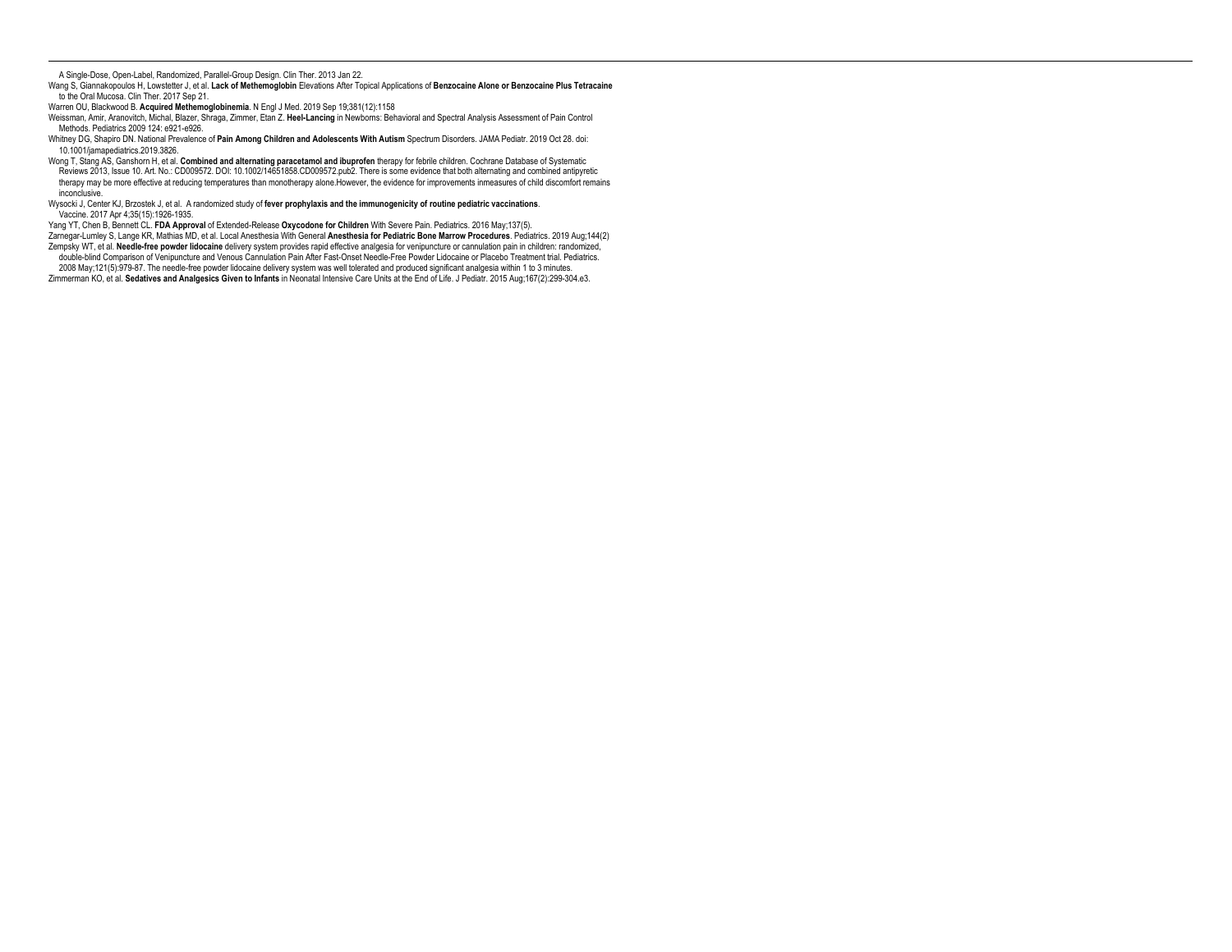A Single-Dose, Open-Label, Randomized, Parallel-Group Design. Clin Ther. 2013 Jan 22.

Wang S, Giannakopoulos H, Lowstetter J, et al. **Lack of Methemoglobin** Elevations After Topical Applications of **Benzocaine Alone or Benzocaine Plus Tetracaine** to the Oral Mucosa. Clin Ther. 2017 Sep 21.

Warren OU, Blackwood B. **Acquired Methemoglobinemia**. N Engl J Med. 2019 Sep 19;381(12):1158

Weissman, Amir, Aranovitch, Michal, Blazer, Shraga, Zimmer, Etan Z. **Heel-Lancing** in Newborns: Behavioral and Spectral Analysis Assessment of Pain Control Methods. Pediatrics 2009 124: e921-e926.

Whitney DG, Shapiro DN. National Prevalence of **Pain Among Children and Adolescents With Autism** Spectrum Disorders. JAMA Pediatr. 2019 Oct 28. doi: 10.1001/jamapediatrics.2019.3826.

Wong T, Stang AS, Ganshorn H, et al. **Combined and alternating paracetamol and ibuprofen** therapy for febrile children. Cochrane Database of Systematic Reviews 2013, Issue 10. Art. No.: CD009572. DOI: 10.1002/14651858.CD009572.pub2. There is some evidence that both alternating and combined antipyretic therapy may be more effective at reducing temperatures than monotherapy alone.However, the evidence for improvements inmeasures of child discomfort remains inconclusive.

Wysocki J, Center KJ, Brzostek J, et al. A randomized study of **fever prophylaxis and the immunogenicity of routine pediatric vaccinations**. Vaccine. 2017 Apr 4;35(15):1926-1935.

Yang YT, Chen B, Bennett CL. **FDA Approval** of Extended-Release **Oxycodone for Children** With Severe Pain. Pediatrics. 2016 May;137(5).

Zarnegar-Lumley S, Lange KR, Mathias MD, et al. Local Anesthesia With General **Anesthesia for Pediatric Bone Marrow Procedures**. Pediatrics. 2019 Aug;144(2)

Zempsky WT, et al. **Needle-free powder lidocaine** delivery system provides rapid effective analgesia for venipuncture or cannulation pain in children: randomized, double-blind Comparison of Venipuncture and Venous Cannulation Pain After Fast-Onset Needle-Free Powder Lidocaine or Placebo Treatment trial. Pediatrics. 2008 May;121(5):979-87. The needle-free powder lidocaine delivery system was well tolerated and produced significant analgesia within 1 to 3 minutes.

Zimmerman KO, et al. **Sedatives and Analgesics Given to Infants** in Neonatal Intensive Care Units at the End of Life. J Pediatr. 2015 Aug;167(2):299-304.e3.